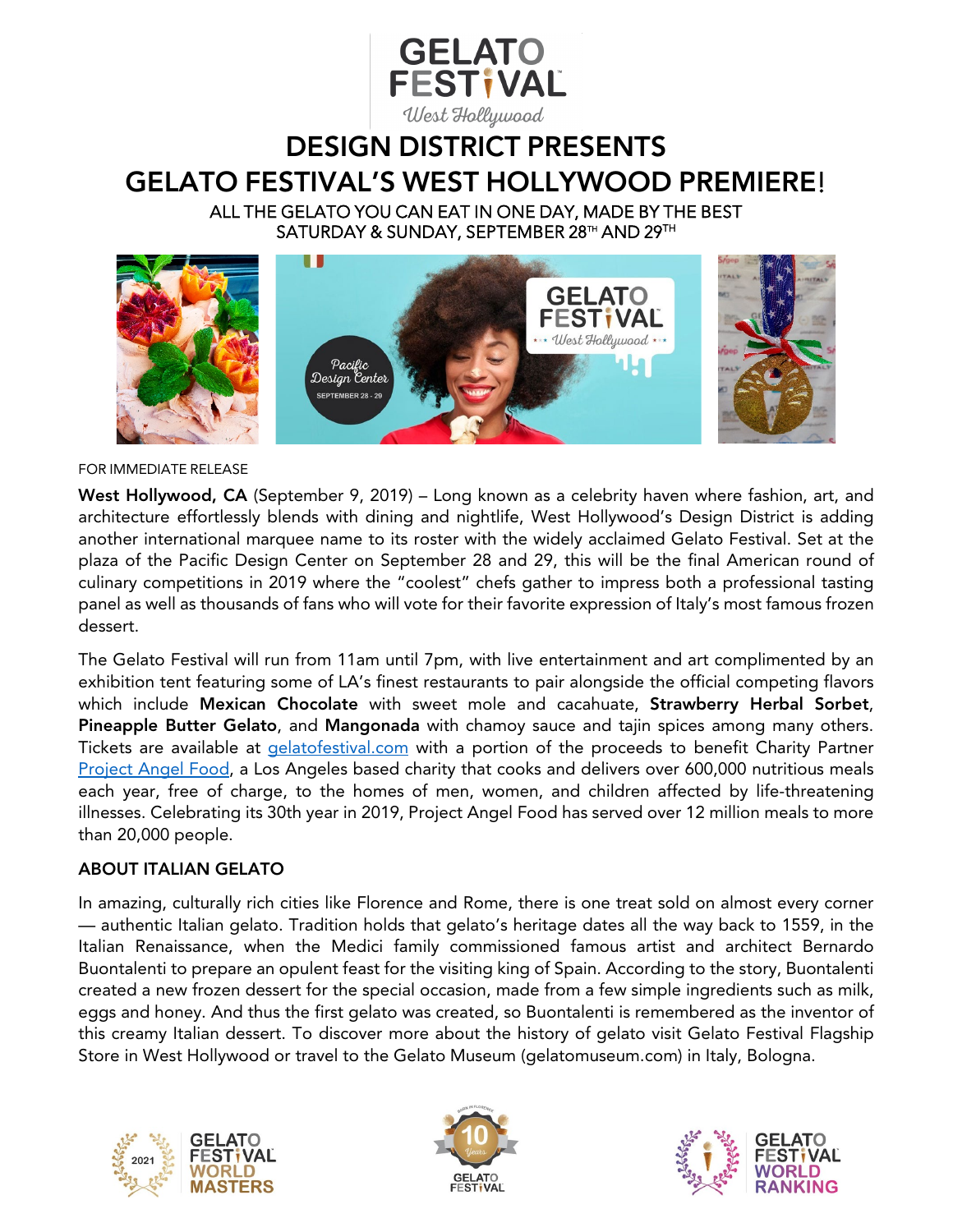# DESIGN DISTRICT PRESENTS
# GELATO FESTIVAL'S WEST HOLLYWOOD PREMIERE!

ALL THE GELATO YOU CAN EAT IN ONE DAY, MADE BY THE BEST
SATURDAY & SUNDAY, SEPTEMBER 28TH AND 29TH

FOR IMMEDIATE RELEASE

**West Hollywood, CA** (September 9, 2019) – Long known as a celebrity haven where fashion, art, and architecture effortlessly blends with dining and nightlife, West Hollywood's Design District is adding another international marquee name to its roster with the widely acclaimed Gelato Festival. Set at the plaza of the Pacific Design Center on September 28 and 29, this will be the final American round of culinary competitions in 2019 where the "coolest" chefs gather to impress both a professional tasting panel as well as thousands of fans who will vote for their favorite expression of Italy's most famous frozen dessert.

The Gelato Festival will run from 11am until 7pm, with live entertainment and art complimented by an exhibition tent featuring some of LA's finest restaurants to pair alongside the official competing flavors which include **Mexican Chocolate** with sweet mole and cacahuate, **Strawberry Herbal Sorbet**, **Pineapple Butter Gelato**, and **Mangonada** with chamoy sauce and tajin spices among many others. Tickets are available at gelatofestival.com with a portion of the proceeds to benefit Charity Partner Project Angel Food, a Los Angeles based charity that cooks and delivers over 600,000 nutritious meals each year, free of charge, to the homes of men, women, and children affected by life-threatening illnesses. Celebrating its 30th year in 2019, Project Angel Food has served over 12 million meals to more than 20,000 people.

## ABOUT ITALIAN GELATO

In amazing, culturally rich cities like Florence and Rome, there is one treat sold on almost every corner — authentic Italian gelato. Tradition holds that gelato's heritage dates all the way back to 1559, in the Italian Renaissance, when the Medici family commissioned famous artist and architect Bernardo Buontalenti to prepare an opulent feast for the visiting king of Spain. According to the story, Buontalenti created a new frozen dessert for the special occasion, made from a few simple ingredients such as milk, eggs and honey. And thus the first gelato was created, so Buontalenti is remembered as the inventor of this creamy Italian dessert. To discover more about the history of gelato visit Gelato Festival Flagship Store in West Hollywood or travel to the Gelato Museum (gelatomuseum.com) in Italy, Bologna.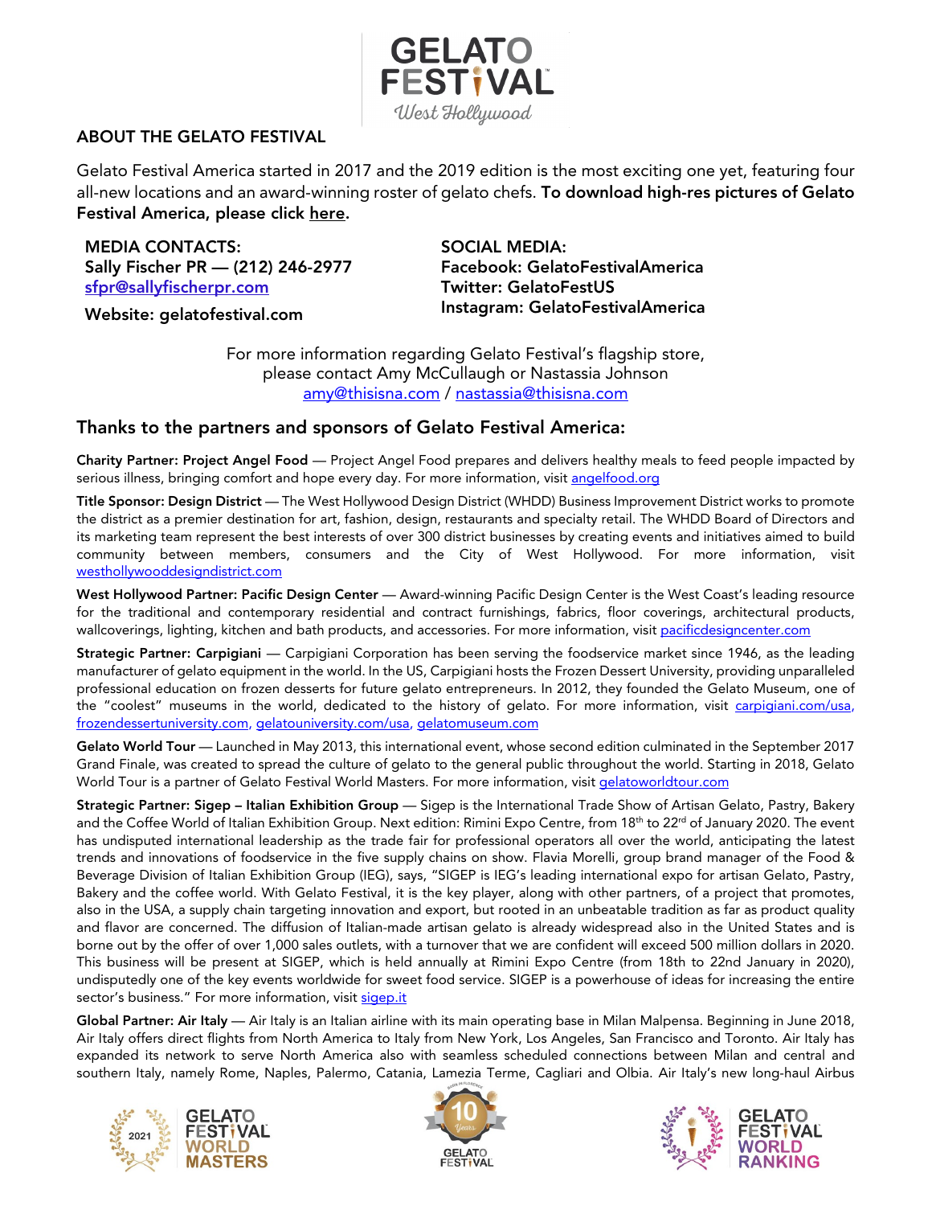## ABOUT THE GELATO FESTIVAL

Gelato Festival America started in 2017 and the 2019 edition is the most exciting one yet, featuring four all-new locations and an award-winning roster of gelato chefs. **To download high-res pictures of Gelato Festival America, please click here.**

**MEDIA CONTACTS:**
**Sally Fischer PR — (212) 246-2977**
**sfpr@sallyfischerpr.com**

**Website: gelatofestival.com**

**SOCIAL MEDIA:**
**Facebook: GelatoFestivalAmerica**
**Twitter: GelatoFestUS**
**Instagram: GelatoFestivalAmerica**

For more information regarding Gelato Festival's flagship store, please contact Amy McCullaugh or Nastassia Johnson
amy@thisisna.com / nastassia@thisisna.com

## Thanks to the partners and sponsors of Gelato Festival America:

**Charity Partner: Project Angel Food** — Project Angel Food prepares and delivers healthy meals to feed people impacted by serious illness, bringing comfort and hope every day. For more information, visit angelfood.org

**Title Sponsor: Design District** — The West Hollywood Design District (WHDD) Business Improvement District works to promote the district as a premier destination for art, fashion, design, restaurants and specialty retail. The WHDD Board of Directors and its marketing team represent the best interests of over 300 district businesses by creating events and initiatives aimed to build community between members, consumers and the City of West Hollywood. For more information, visit westhollywooddesigndistrict.com

**West Hollywood Partner: Pacific Design Center** — Award-winning Pacific Design Center is the West Coast's leading resource for the traditional and contemporary residential and contract furnishings, fabrics, floor coverings, architectural products, wallcoverings, lighting, kitchen and bath products, and accessories. For more information, visit pacificdesigncenter.com

**Strategic Partner: Carpigiani** — Carpigiani Corporation has been serving the foodservice market since 1946, as the leading manufacturer of gelato equipment in the world. In the US, Carpigiani hosts the Frozen Dessert University, providing unparalleled professional education on frozen desserts for future gelato entrepreneurs. In 2012, they founded the Gelato Museum, one of the "coolest" museums in the world, dedicated to the history of gelato. For more information, visit carpigiani.com/usa, frozendessertuniversity.com, gelatouniversity.com/usa, gelatomuseum.com

**Gelato World Tour** — Launched in May 2013, this international event, whose second edition culminated in the September 2017 Grand Finale, was created to spread the culture of gelato to the general public throughout the world. Starting in 2018, Gelato World Tour is a partner of Gelato Festival World Masters. For more information, visit gelatoworldtour.com

**Strategic Partner: Sigep – Italian Exhibition Group** — Sigep is the International Trade Show of Artisan Gelato, Pastry, Bakery and the Coffee World of Italian Exhibition Group. Next edition: Rimini Expo Centre, from 18th to 22rd of January 2020. The event has undisputed international leadership as the trade fair for professional operators all over the world, anticipating the latest trends and innovations of foodservice in the five supply chains on show. Flavia Morelli, group brand manager of the Food & Beverage Division of Italian Exhibition Group (IEG), says, "SIGEP is IEG's leading international expo for artisan Gelato, Pastry, Bakery and the coffee world. With Gelato Festival, it is the key player, along with other partners, of a project that promotes, also in the USA, a supply chain targeting innovation and export, but rooted in an unbeatable tradition as far as product quality and flavor are concerned. The diffusion of Italian-made artisan gelato is already widespread also in the United States and is borne out by the offer of over 1,000 sales outlets, with a turnover that we are confident will exceed 500 million dollars in 2020. This business will be present at SIGEP, which is held annually at Rimini Expo Centre (from 18th to 22nd January in 2020), undisputedly one of the key events worldwide for sweet food service. SIGEP is a powerhouse of ideas for increasing the entire sector's business." For more information, visit sigep.it

**Global Partner: Air Italy** — Air Italy is an Italian airline with its main operating base in Milan Malpensa. Beginning in June 2018, Air Italy offers direct flights from North America to Italy from New York, Los Angeles, San Francisco and Toronto. Air Italy has expanded its network to serve North America also with seamless scheduled connections between Milan and central and southern Italy, namely Rome, Naples, Palermo, Catania, Lamezia Terme, Cagliari and Olbia. Air Italy's new long-haul Airbus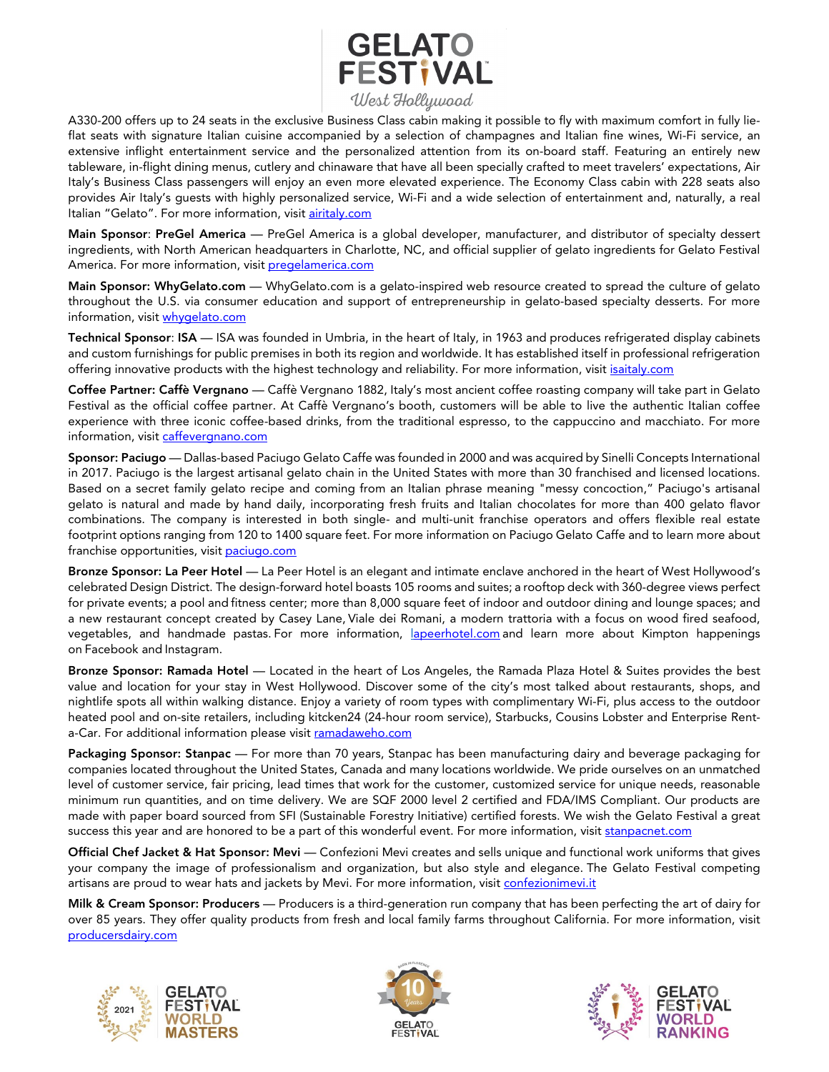A330-200 offers up to 24 seats in the exclusive Business Class cabin making it possible to fly with maximum comfort in fully lie-flat seats with signature Italian cuisine accompanied by a selection of champagnes and Italian fine wines, Wi-Fi service, an extensive inflight entertainment service and the personalized attention from its on-board staff. Featuring an entirely new tableware, in-flight dining menus, cutlery and chinaware that have all been specially crafted to meet travelers' expectations, Air Italy's Business Class passengers will enjoy an even more elevated experience. The Economy Class cabin with 228 seats also provides Air Italy's guests with highly personalized service, Wi-Fi and a wide selection of entertainment and, naturally, a real Italian "Gelato". For more information, visit airitaly.com

**Main Sponsor**: **PreGel America** — PreGel America is a global developer, manufacturer, and distributor of specialty dessert ingredients, with North American headquarters in Charlotte, NC, and official supplier of gelato ingredients for Gelato Festival America. For more information, visit pregelamerica.com

**Main Sponsor: WhyGelato.com** — WhyGelato.com is a gelato-inspired web resource created to spread the culture of gelato throughout the U.S. via consumer education and support of entrepreneurship in gelato-based specialty desserts. For more information, visit whygelato.com

**Technical Sponsor**: **ISA** — ISA was founded in Umbria, in the heart of Italy, in 1963 and produces refrigerated display cabinets and custom furnishings for public premises in both its region and worldwide. It has established itself in professional refrigeration offering innovative products with the highest technology and reliability. For more information, visit isaitaly.com

**Coffee Partner: Caffè Vergnano** — Caffè Vergnano 1882, Italy's most ancient coffee roasting company will take part in Gelato Festival as the official coffee partner. At Caffè Vergnano's booth, customers will be able to live the authentic Italian coffee experience with three iconic coffee-based drinks, from the traditional espresso, to the cappuccino and macchiato. For more information, visit caffevergnano.com

**Sponsor: Paciugo** — Dallas-based Paciugo Gelato Caffe was founded in 2000 and was acquired by Sinelli Concepts International in 2017. Paciugo is the largest artisanal gelato chain in the United States with more than 30 franchised and licensed locations. Based on a secret family gelato recipe and coming from an Italian phrase meaning "messy concoction," Paciugo's artisanal gelato is natural and made by hand daily, incorporating fresh fruits and Italian chocolates for more than 400 gelato flavor combinations. The company is interested in both single- and multi-unit franchise operators and offers flexible real estate footprint options ranging from 120 to 1400 square feet. For more information on Paciugo Gelato Caffe and to learn more about franchise opportunities, visit paciugo.com

**Bronze Sponsor: La Peer Hotel** — La Peer Hotel is an elegant and intimate enclave anchored in the heart of West Hollywood's celebrated Design District. The design-forward hotel boasts 105 rooms and suites; a rooftop deck with 360-degree views perfect for private events; a pool and fitness center; more than 8,000 square feet of indoor and outdoor dining and lounge spaces; and a new restaurant concept created by Casey Lane, Viale dei Romani, a modern trattoria with a focus on wood fired seafood, vegetables, and handmade pastas. For more information, lapeerhotel.com and learn more about Kimpton happenings on Facebook and Instagram.

**Bronze Sponsor: Ramada Hotel** — Located in the heart of Los Angeles, the Ramada Plaza Hotel & Suites provides the best value and location for your stay in West Hollywood. Discover some of the city's most talked about restaurants, shops, and nightlife spots all within walking distance. Enjoy a variety of room types with complimentary Wi-Fi, plus access to the outdoor heated pool and on-site retailers, including kitcken24 (24-hour room service), Starbucks, Cousins Lobster and Enterprise Rent-a-Car. For additional information please visit ramadaweho.com

**Packaging Sponsor: Stanpac** — For more than 70 years, Stanpac has been manufacturing dairy and beverage packaging for companies located throughout the United States, Canada and many locations worldwide. We pride ourselves on an unmatched level of customer service, fair pricing, lead times that work for the customer, customized service for unique needs, reasonable minimum run quantities, and on time delivery. We are SQF 2000 level 2 certified and FDA/IMS Compliant. Our products are made with paper board sourced from SFI (Sustainable Forestry Initiative) certified forests. We wish the Gelato Festival a great success this year and are honored to be a part of this wonderful event. For more information, visit stanpacnet.com

**Official Chef Jacket & Hat Sponsor: Mevi** — Confezioni Mevi creates and sells unique and functional work uniforms that gives your company the image of professionalism and organization, but also style and elegance. The Gelato Festival competing artisans are proud to wear hats and jackets by Mevi. For more information, visit confezionimevi.it

**Milk & Cream Sponsor: Producers** — Producers is a third-generation run company that has been perfecting the art of dairy for over 85 years. They offer quality products from fresh and local family farms throughout California. For more information, visit producersdairy.com